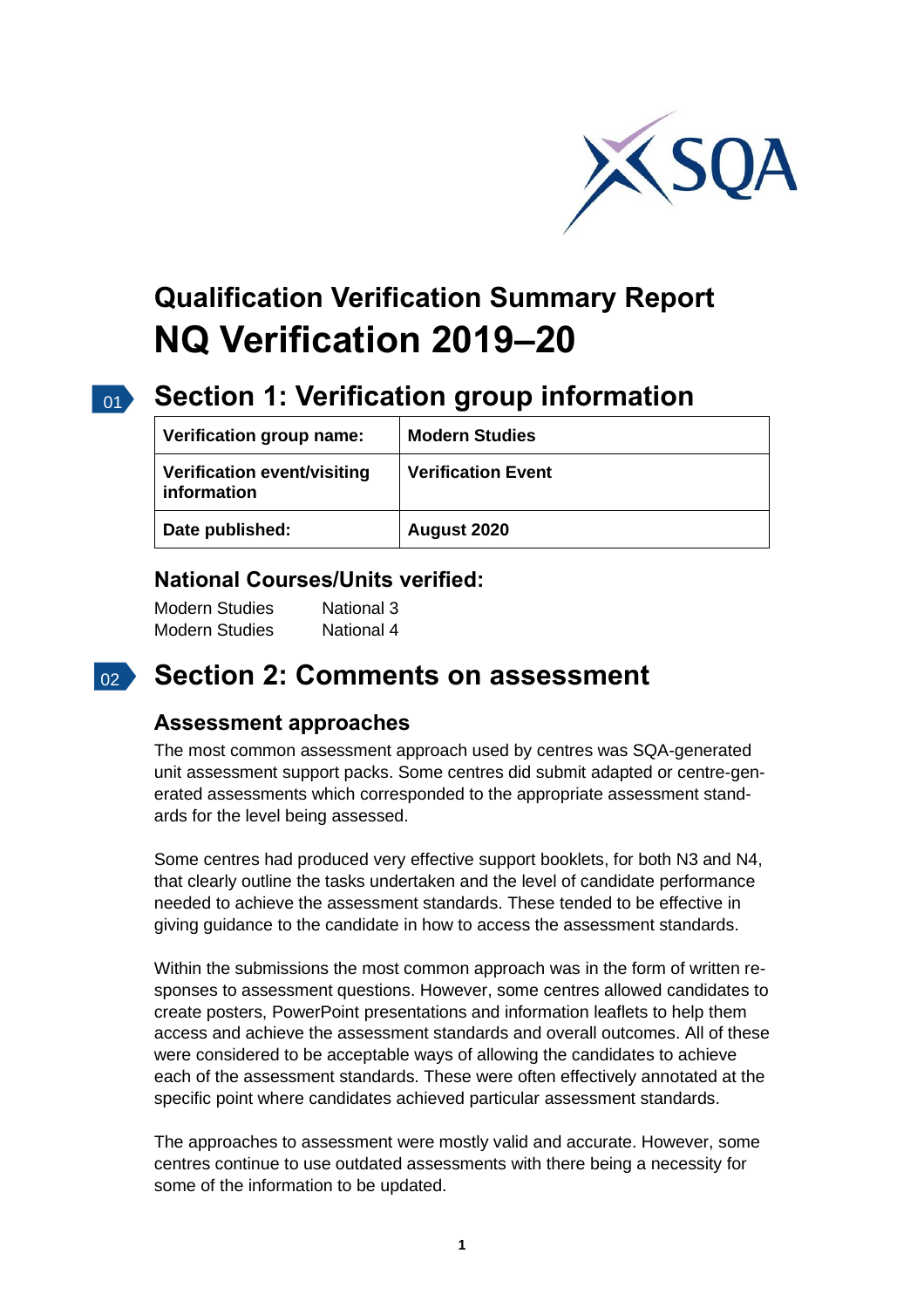# Qualification Verification Summary Report

# NQ Verification 2019–20

## Section 1: Verification group information

| Verification group name: | Modern Studies |
|---|---|
| Verification event/visiting information | Verification Event |
| Date published: | August 2020 |

### National Courses/Units verified:

Modern Studies National 3
Modern Studies National 4

## Section 2: Comments on assessment

### Assessment approaches

The most common assessment approach used by centres was SQA-generated unit assessment support packs. Some centres did submit adapted or centre-generated assessments which corresponded to the appropriate assessment standards for the level being assessed.

Some centres had produced very effective support booklets, for both N3 and N4, that clearly outline the tasks undertaken and the level of candidate performance needed to achieve the assessment standards. These tended to be effective in giving guidance to the candidate in how to access the assessment standards.

Within the submissions the most common approach was in the form of written responses to assessment questions. However, some centres allowed candidates to create posters, PowerPoint presentations and information leaflets to help them access and achieve the assessment standards and overall outcomes. All of these were considered to be acceptable ways of allowing the candidates to achieve each of the assessment standards. These were often effectively annotated at the specific point where candidates achieved particular assessment standards.

The approaches to assessment were mostly valid and accurate. However, some centres continue to use outdated assessments with there being a necessity for some of the information to be updated.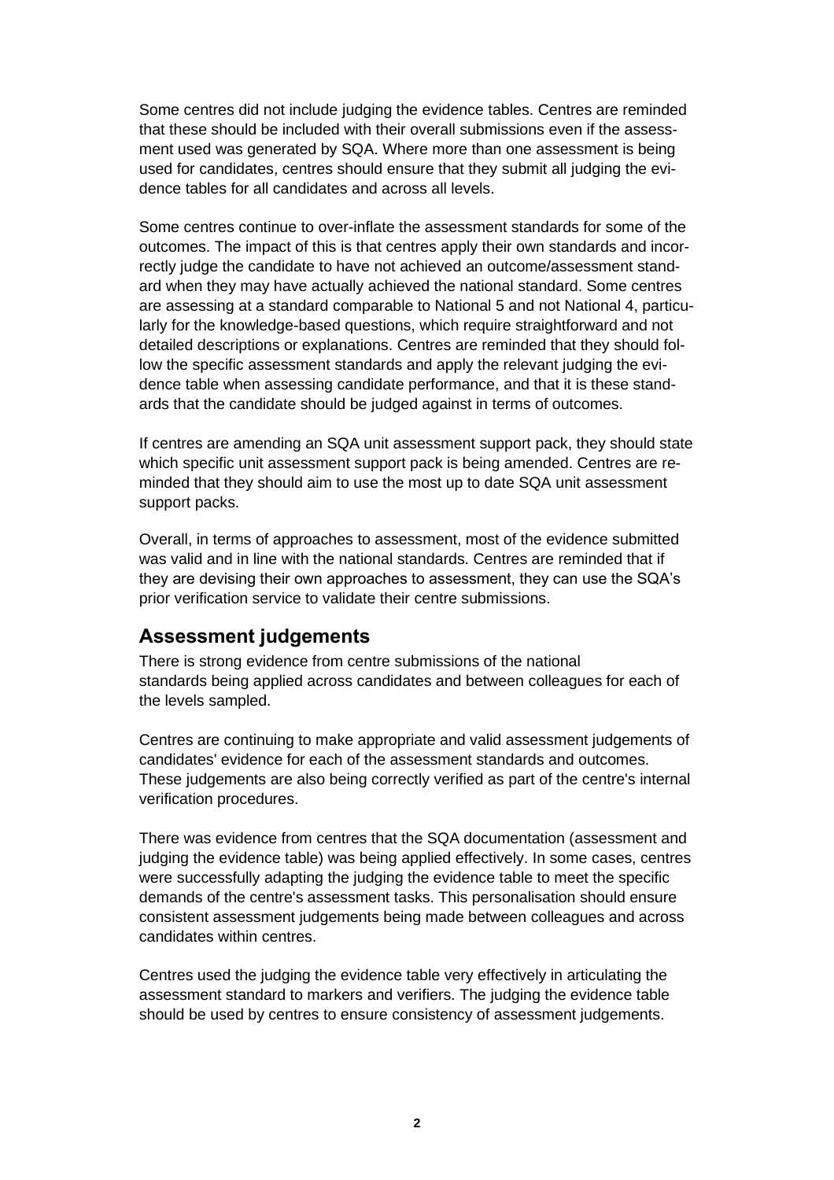Some centres did not include judging the evidence tables. Centres are reminded that these should be included with their overall submissions even if the assessment used was generated by SQA. Where more than one assessment is being used for candidates, centres should ensure that they submit all judging the evidence tables for all candidates and across all levels.

Some centres continue to over-inflate the assessment standards for some of the outcomes. The impact of this is that centres apply their own standards and incorrectly judge the candidate to have not achieved an outcome/assessment standard when they may have actually achieved the national standard. Some centres are assessing at a standard comparable to National 5 and not National 4, particularly for the knowledge-based questions, which require straightforward and not detailed descriptions or explanations. Centres are reminded that they should follow the specific assessment standards and apply the relevant judging the evidence table when assessing candidate performance, and that it is these standards that the candidate should be judged against in terms of outcomes.

If centres are amending an SQA unit assessment support pack, they should state which specific unit assessment support pack is being amended. Centres are reminded that they should aim to use the most up to date SQA unit assessment support packs.

Overall, in terms of approaches to assessment, most of the evidence submitted was valid and in line with the national standards. Centres are reminded that if they are devising their own approaches to assessment, they can use the SQA's prior verification service to validate their centre submissions.

## Assessment judgements

There is strong evidence from centre submissions of the national standards being applied across candidates and between colleagues for each of the levels sampled.

Centres are continuing to make appropriate and valid assessment judgements of candidates' evidence for each of the assessment standards and outcomes. These judgements are also being correctly verified as part of the centre's internal verification procedures.

There was evidence from centres that the SQA documentation (assessment and judging the evidence table) was being applied effectively. In some cases, centres were successfully adapting the judging the evidence table to meet the specific demands of the centre's assessment tasks. This personalisation should ensure consistent assessment judgements being made between colleagues and across candidates within centres.

Centres used the judging the evidence table very effectively in articulating the assessment standard to markers and verifiers. The judging the evidence table should be used by centres to ensure consistency of assessment judgements.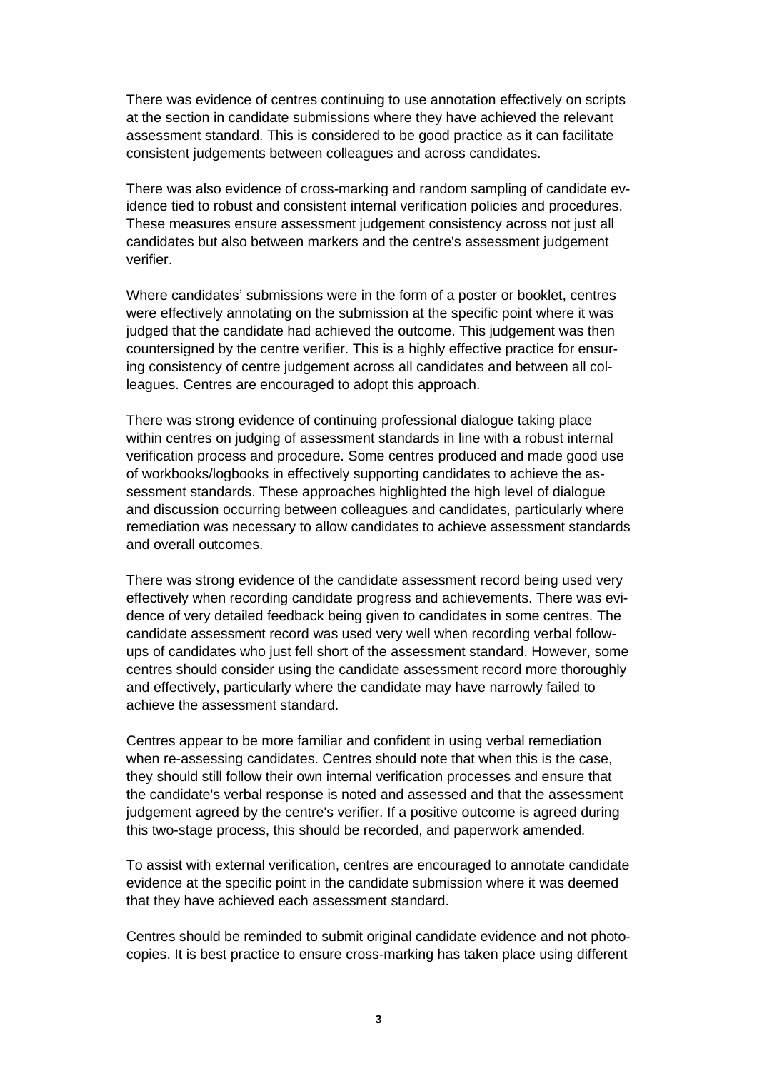There was evidence of centres continuing to use annotation effectively on scripts at the section in candidate submissions where they have achieved the relevant assessment standard. This is considered to be good practice as it can facilitate consistent judgements between colleagues and across candidates.

There was also evidence of cross-marking and random sampling of candidate evidence tied to robust and consistent internal verification policies and procedures. These measures ensure assessment judgement consistency across not just all candidates but also between markers and the centre's assessment judgement verifier.

Where candidates' submissions were in the form of a poster or booklet, centres were effectively annotating on the submission at the specific point where it was judged that the candidate had achieved the outcome. This judgement was then countersigned by the centre verifier. This is a highly effective practice for ensuring consistency of centre judgement across all candidates and between all colleagues. Centres are encouraged to adopt this approach.

There was strong evidence of continuing professional dialogue taking place within centres on judging of assessment standards in line with a robust internal verification process and procedure. Some centres produced and made good use of workbooks/logbooks in effectively supporting candidates to achieve the assessment standards. These approaches highlighted the high level of dialogue and discussion occurring between colleagues and candidates, particularly where remediation was necessary to allow candidates to achieve assessment standards and overall outcomes.

There was strong evidence of the candidate assessment record being used very effectively when recording candidate progress and achievements. There was evidence of very detailed feedback being given to candidates in some centres. The candidate assessment record was used very well when recording verbal follow-ups of candidates who just fell short of the assessment standard. However, some centres should consider using the candidate assessment record more thoroughly and effectively, particularly where the candidate may have narrowly failed to achieve the assessment standard.

Centres appear to be more familiar and confident in using verbal remediation when re-assessing candidates. Centres should note that when this is the case, they should still follow their own internal verification processes and ensure that the candidate's verbal response is noted and assessed and that the assessment judgement agreed by the centre's verifier. If a positive outcome is agreed during this two-stage process, this should be recorded, and paperwork amended.

To assist with external verification, centres are encouraged to annotate candidate evidence at the specific point in the candidate submission where it was deemed that they have achieved each assessment standard.

Centres should be reminded to submit original candidate evidence and not photocopies. It is best practice to ensure cross-marking has taken place using different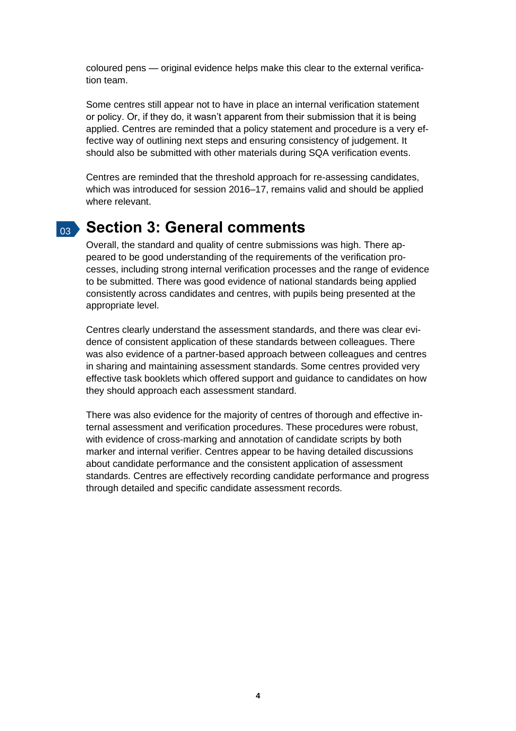coloured pens — original evidence helps make this clear to the external verification team.

Some centres still appear not to have in place an internal verification statement or policy. Or, if they do, it wasn't apparent from their submission that it is being applied. Centres are reminded that a policy statement and procedure is a very effective way of outlining next steps and ensuring consistency of judgement. It should also be submitted with other materials during SQA verification events.

Centres are reminded that the threshold approach for re-assessing candidates, which was introduced for session 2016–17, remains valid and should be applied where relevant.

# Section 3: General comments

Overall, the standard and quality of centre submissions was high. There appeared to be good understanding of the requirements of the verification processes, including strong internal verification processes and the range of evidence to be submitted. There was good evidence of national standards being applied consistently across candidates and centres, with pupils being presented at the appropriate level.

Centres clearly understand the assessment standards, and there was clear evidence of consistent application of these standards between colleagues. There was also evidence of a partner-based approach between colleagues and centres in sharing and maintaining assessment standards. Some centres provided very effective task booklets which offered support and guidance to candidates on how they should approach each assessment standard.

There was also evidence for the majority of centres of thorough and effective internal assessment and verification procedures. These procedures were robust, with evidence of cross-marking and annotation of candidate scripts by both marker and internal verifier. Centres appear to be having detailed discussions about candidate performance and the consistent application of assessment standards. Centres are effectively recording candidate performance and progress through detailed and specific candidate assessment records.